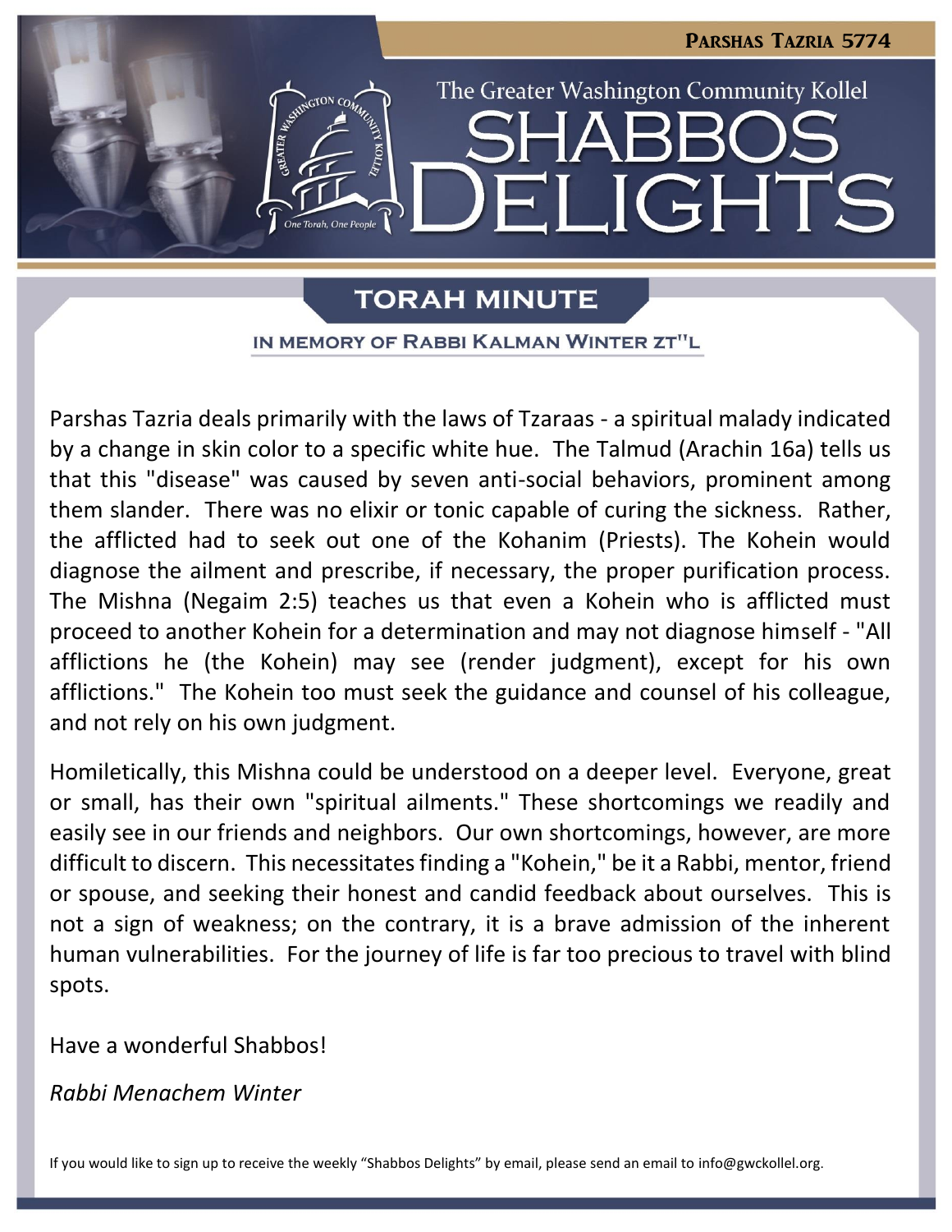Parshas Tazria 5774

The Greater Washington Community Kollel

# SHABBOS DELIGHTS

## TORAH MINUTE

### IN MEMORY OF RABBI KALMAN WINTER ZT"L

Parshas Tazria deals primarily with the laws of Tzaraas - a spiritual malady indicated by a change in skin color to a specific white hue. The Talmud (Arachin 16a) tells us that this "disease" was caused by seven anti-social behaviors, prominent among them slander. There was no elixir or tonic capable of curing the sickness. Rather, the afflicted had to seek out one of the Kohanim (Priests). The Kohein would diagnose the ailment and prescribe, if necessary, the proper purification process. The Mishna (Negaim 2:5) teaches us that even a Kohein who is afflicted must proceed to another Kohein for a determination and may not diagnose himself - "All afflictions he (the Kohein) may see (render judgment), except for his own afflictions." The Kohein too must seek the guidance and counsel of his colleague, and not rely on his own judgment.

Homiletically, this Mishna could be understood on a deeper level. Everyone, great or small, has their own "spiritual ailments." These shortcomings we readily and easily see in our friends and neighbors. Our own shortcomings, however, are more difficult to discern. This necessitates finding a "Kohein," be it a Rabbi, mentor, friend or spouse, and seeking their honest and candid feedback about ourselves. This is not a sign of weakness; on the contrary, it is a brave admission of the inherent human vulnerabilities. For the journey of life is far too precious to travel with blind spots.

Have a wonderful Shabbos!

*Rabbi Menachem Winter*

If you would like to sign up to receive the weekly "Shabbos Delights" by email, please send an email to info@gwckollel.org.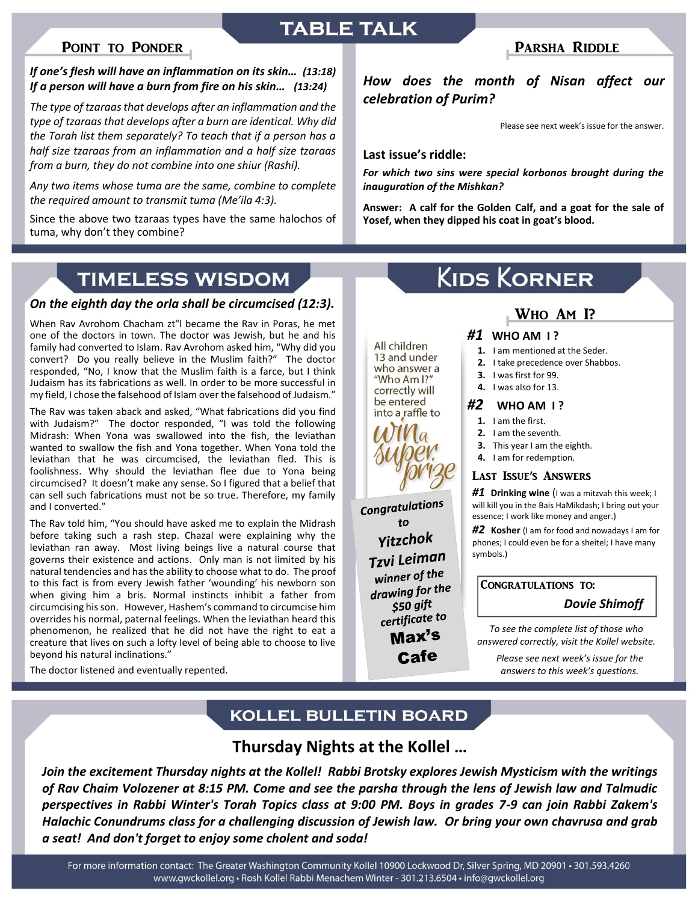# TABLE TALK

## Point to Ponder

***If one's flesh will have an inflammation on its skin… (13:18)***
***If a person will have a burn from fire on his skin… (13:24)***

*The type of tzaraas that develops after an inflammation and the type of tzaraas that develops after a burn are identical. Why did the Torah list them separately? To teach that if a person has a half size tzaraas from an inflammation and a half size tzaraas from a burn, they do not combine into one shiur (Rashi).*

*Any two items whose tuma are the same, combine to complete the required amount to transmit tuma (Me'ila 4:3).*

Since the above two tzaraas types have the same halochos of tuma, why don't they combine?

## Parsha Riddle

***How does the month of Nisan affect our celebration of Purim?***

Please see next week's issue for the answer.

**Last issue's riddle:**

***For which two sins were special korbonos brought during the inauguration of the Mishkan?***

**Answer: A calf for the Golden Calf, and a goat for the sale of Yosef, when they dipped his coat in goat's blood.**

# TIMELESS WISDOM

***On the eighth day the orla shall be circumcised (12:3).***

When Rav Avrohom Chacham zt"l became the Rav in Poras, he met one of the doctors in town. The doctor was Jewish, but he and his family had converted to Islam. Rav Avrohom asked him, "Why did you convert? Do you really believe in the Muslim faith?" The doctor responded, "No, I know that the Muslim faith is a farce, but I think Judaism has its fabrications as well. In order to be more successful in my field, I chose the falsehood of Islam over the falsehood of Judaism."

The Rav was taken aback and asked, "What fabrications did you find with Judaism?" The doctor responded, "I was told the following Midrash: When Yona was swallowed into the fish, the leviathan wanted to swallow the fish and Yona together. When Yona told the leviathan that he was circumcised, the leviathan fled. This is foolishness. Why should the leviathan flee due to Yona being circumcised? It doesn't make any sense. So I figured that a belief that can sell such fabrications must not be so true. Therefore, my family and I converted."

The Rav told him, "You should have asked me to explain the Midrash before taking such a rash step. Chazal were explaining why the leviathan ran away. Most living beings live a natural course that governs their existence and actions. Only man is not limited by his natural tendencies and has the ability to choose what to do. The proof to this fact is from every Jewish father 'wounding' his newborn son when giving him a bris. Normal instincts inhibit a father from circumcising his son. However, Hashem's command to circumcise him overrides his normal, paternal feelings. When the leviathan heard this phenomenon, he realized that he did not have the right to eat a creature that lives on such a lofty level of being able to choose to live beyond his natural inclinations."

The doctor listened and eventually repented.

# Kids Korner

All children 13 and under who answer a "Who Am I?" correctly will be entered into a raffle to win a super prize

Congratulations to Yitzchok Tzvi Leiman winner of the drawing for the $50 gift certificate to Max's Cafe

## Who Am I?

### #1 WHO AM I ?

1. I am mentioned at the Seder.
2. I take precedence over Shabbos.
3. I was first for 99.
4. I was also for 13.

### #2 WHO AM I ?

1. I am the first.
2. I am the seventh.
3. This year I am the eighth.
4. I am for redemption.

### Last Issue's Answers

***#1*** **Drinking wine** (I was a mitzvah this week; I will kill you in the Bais HaMikdash; I bring out your essence; I work like money and anger.)

***#2*** **Kosher** (I am for food and nowadays I am for phones; I could even be for a sheitel; I have many symbols.)

**Congratulations to:** ***Dovie Shimoff***

*To see the complete list of those who answered correctly, visit the Kollel website.*

*Please see next week's issue for the answers to this week's questions.*

# KOLLEL BULLETIN BOARD

## Thursday Nights at the Kollel …

***Join the excitement Thursday nights at the Kollel! Rabbi Brotsky explores Jewish Mysticism with the writings of Rav Chaim Volozener at 8:15 PM. Come and see the parsha through the lens of Jewish law and Talmudic perspectives in Rabbi Winter's Torah Topics class at 9:00 PM. Boys in grades 7-9 can join Rabbi Zakem's Halachic Conundrums class for a challenging discussion of Jewish law. Or bring your own chavrusa and grab a seat! And don't forget to enjoy some cholent and soda!***

For more information contact: The Greater Washington Community Kollel 10900 Lockwood Dr, Silver Spring, MD 20901 • 301.593.4260
www.gwckollel.org • Rosh Kollel Rabbi Menachem Winter - 301.213.6504 • info@gwckollel.org